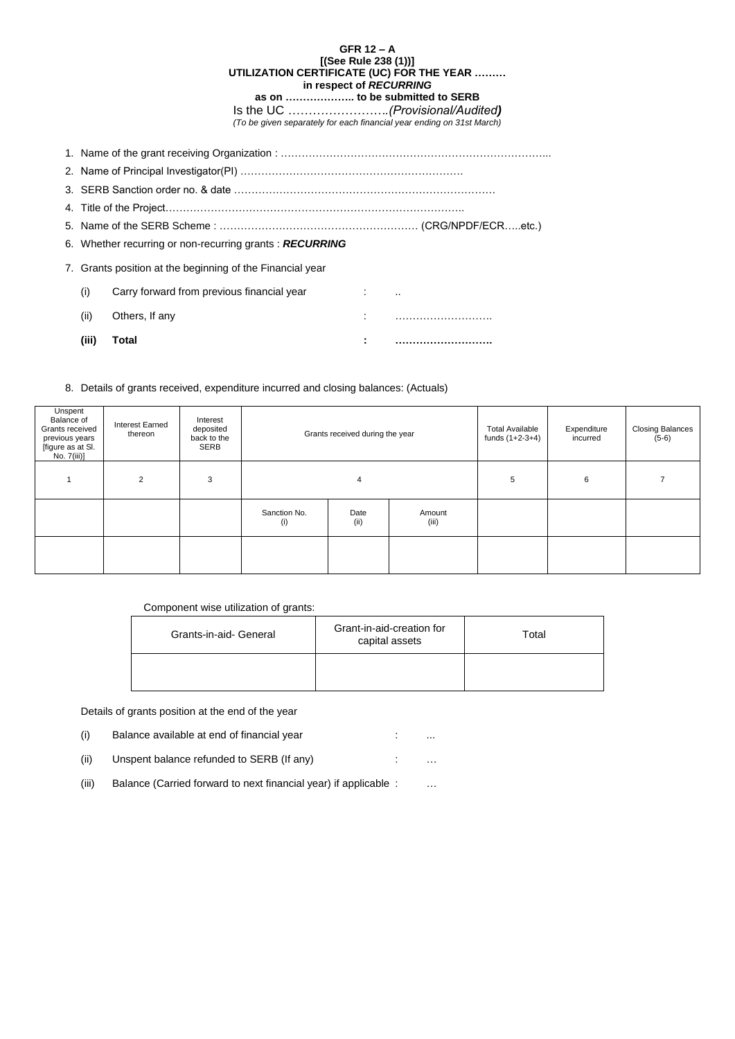**GFR 12 – A**
**[(See Rule 238 (1))]**
**UTILIZATION CERTIFICATE (UC) FOR THE YEAR ………**
**in respect of *RECURRING***
**as on ……………….. to be submitted to SERB**

Is the UC …………………….*(Provisional/Audited)*

*(To be given separately for each financial year ending on 31st March)*

1. Name of the grant receiving Organization : …………………………………………………………………..
2. Name of Principal Investigator(PI) ……………………………………………………….
3. SERB Sanction order no. & date …………………………………………………………………
4. Title of the Project…………………………………………………………………………..
5. Name of the SERB Scheme : ………………………………………………… (CRG/NPDF/ECR…..etc.)
6. Whether recurring or non-recurring grants : ***RECURRING***
7. Grants position at the beginning of the Financial year

| | | | |
|---|---|---|---|
| (i) | Carry forward from previous financial year | : | .. |
| (ii) | Others, If any | : | ………………………. |
| **(iii)** | **Total** | **:** | **……………………….** |

8. Details of grants received, expenditure incurred and closing balances: (Actuals)

| Unspent Balance of Grants received previous years [figure as at Sl. No. 7(iii)] | Interest Earned thereon | Interest deposited back to the SERB | Grants received during the year | | | Total Available funds (1+2-3+4) | Expenditure incurred | Closing Balances (5-6) |
|---|---|---|---|---|---|---|---|---|
| 1 | 2 | 3 | 4 | | | 5 | 6 | 7 |
| | | | Sanction No. (i) | Date (ii) | Amount (iii) | | | |
| | | | | | | | | |

Component wise utilization of grants:

| Grants-in-aid- General | Grant-in-aid-creation for capital assets | Total |
|---|---|---|
| | | |

Details of grants position at the end of the year

| | | | |
|---|---|---|---|
| (i) | Balance available at end of financial year | : | ... |
| (ii) | Unspent balance refunded to SERB (If any) | : | … |
| (iii) | Balance (Carried forward to next financial year) if applicable | : | … |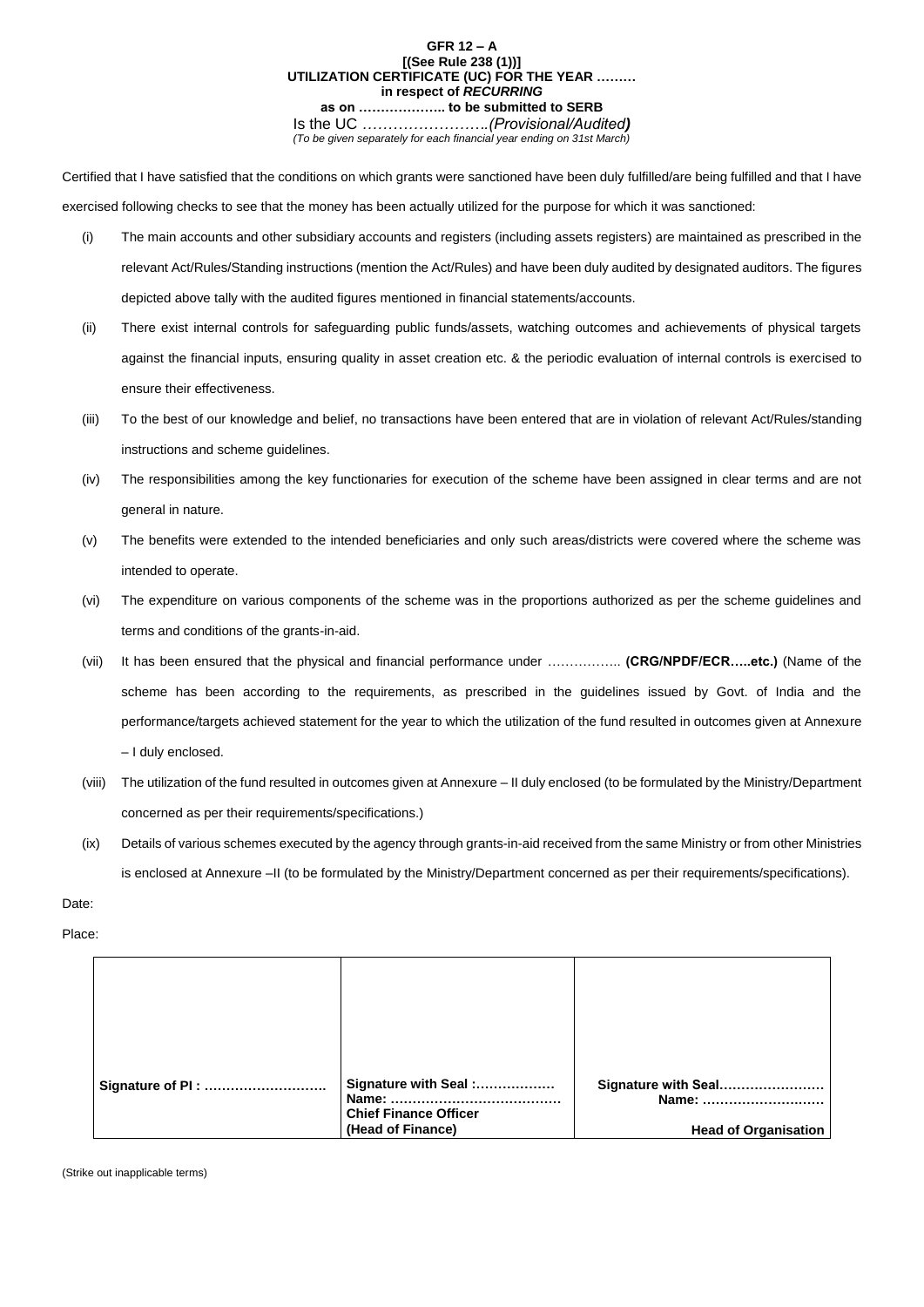**GFR 12 – A**
**[(See Rule 238 (1))]**
**UTILIZATION CERTIFICATE (UC) FOR THE YEAR ………**
**in respect of *RECURRING***
**as on ……………….. to be submitted to SERB**
Is the UC ……………………..*(Provisional/Audited)*
*(To be given separately for each financial year ending on 31st March)*

Certified that I have satisfied that the conditions on which grants were sanctioned have been duly fulfilled/are being fulfilled and that I have exercised following checks to see that the money has been actually utilized for the purpose for which it was sanctioned:

(i) The main accounts and other subsidiary accounts and registers (including assets registers) are maintained as prescribed in the relevant Act/Rules/Standing instructions (mention the Act/Rules) and have been duly audited by designated auditors. The figures depicted above tally with the audited figures mentioned in financial statements/accounts.

(ii) There exist internal controls for safeguarding public funds/assets, watching outcomes and achievements of physical targets against the financial inputs, ensuring quality in asset creation etc. & the periodic evaluation of internal controls is exercised to ensure their effectiveness.

(iii) To the best of our knowledge and belief, no transactions have been entered that are in violation of relevant Act/Rules/standing instructions and scheme guidelines.

(iv) The responsibilities among the key functionaries for execution of the scheme have been assigned in clear terms and are not general in nature.

(v) The benefits were extended to the intended beneficiaries and only such areas/districts were covered where the scheme was intended to operate.

(vi) The expenditure on various components of the scheme was in the proportions authorized as per the scheme guidelines and terms and conditions of the grants-in-aid.

(vii) It has been ensured that the physical and financial performance under …………….. **(CRG/NPDF/ECR…..etc.)** (Name of the scheme has been according to the requirements, as prescribed in the guidelines issued by Govt. of India and the performance/targets achieved statement for the year to which the utilization of the fund resulted in outcomes given at Annexure – I duly enclosed.

(viii) The utilization of the fund resulted in outcomes given at Annexure – II duly enclosed (to be formulated by the Ministry/Department concerned as per their requirements/specifications.)

(ix) Details of various schemes executed by the agency through grants-in-aid received from the same Ministry or from other Ministries is enclosed at Annexure –II (to be formulated by the Ministry/Department concerned as per their requirements/specifications).

Date:

Place:

| | | |
|---|---|---|
| **Signature of PI : ……………………….** | **Signature with Seal :………………**<br>**Name: …………………………………**<br>**Chief Finance Officer**<br>**(Head of Finance)** | **Signature with Seal……………………**<br>**Name: ……………………….**<br>**Head of Organisation** |

(Strike out inapplicable terms)